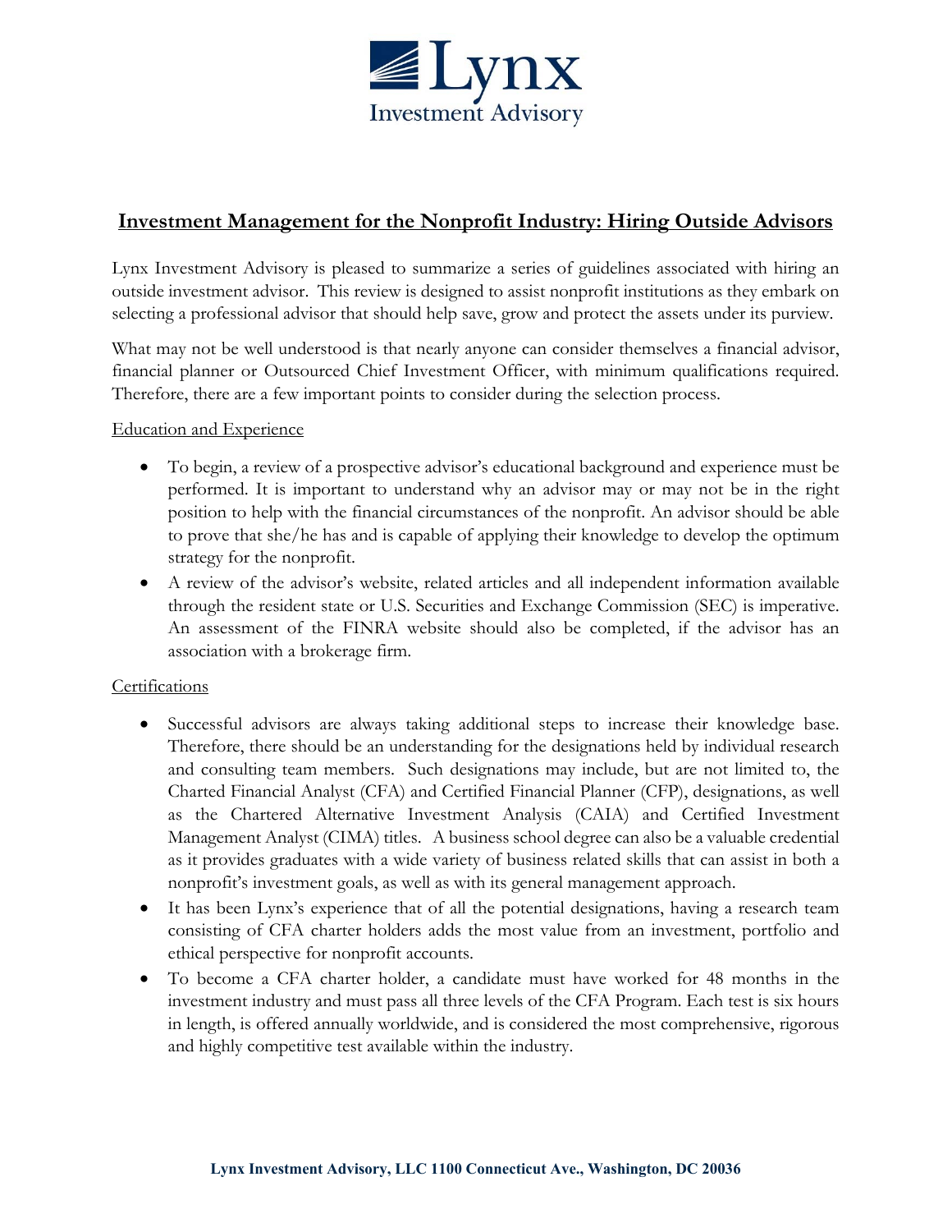# Investment Management for the Nonprofit Industry: Hiring Outside Advisors

Lynx Investment Advisory is pleased to summarize a series of guidelines associated with hiring an outside investment advisor. This review is designed to assist nonprofit institutions as they embark on selecting a professional advisor that should help save, grow and protect the assets under its purview.

What may not be well understood is that nearly anyone can consider themselves a financial advisor, financial planner or Outsourced Chief Investment Officer, with minimum qualifications required. Therefore, there are a few important points to consider during the selection process.

## Education and Experience

- To begin, a review of a prospective advisor's educational background and experience must be performed. It is important to understand why an advisor may or may not be in the right position to help with the financial circumstances of the nonprofit. An advisor should be able to prove that she/he has and is capable of applying their knowledge to develop the optimum strategy for the nonprofit.
- A review of the advisor's website, related articles and all independent information available through the resident state or U.S. Securities and Exchange Commission (SEC) is imperative. An assessment of the FINRA website should also be completed, if the advisor has an association with a brokerage firm.

## Certifications

- Successful advisors are always taking additional steps to increase their knowledge base. Therefore, there should be an understanding for the designations held by individual research and consulting team members. Such designations may include, but are not limited to, the Charted Financial Analyst (CFA) and Certified Financial Planner (CFP), designations, as well as the Chartered Alternative Investment Analysis (CAIA) and Certified Investment Management Analyst (CIMA) titles. A business school degree can also be a valuable credential as it provides graduates with a wide variety of business related skills that can assist in both a nonprofit's investment goals, as well as with its general management approach.
- It has been Lynx's experience that of all the potential designations, having a research team consisting of CFA charter holders adds the most value from an investment, portfolio and ethical perspective for nonprofit accounts.
- To become a CFA charter holder, a candidate must have worked for 48 months in the investment industry and must pass all three levels of the CFA Program. Each test is six hours in length, is offered annually worldwide, and is considered the most comprehensive, rigorous and highly competitive test available within the industry.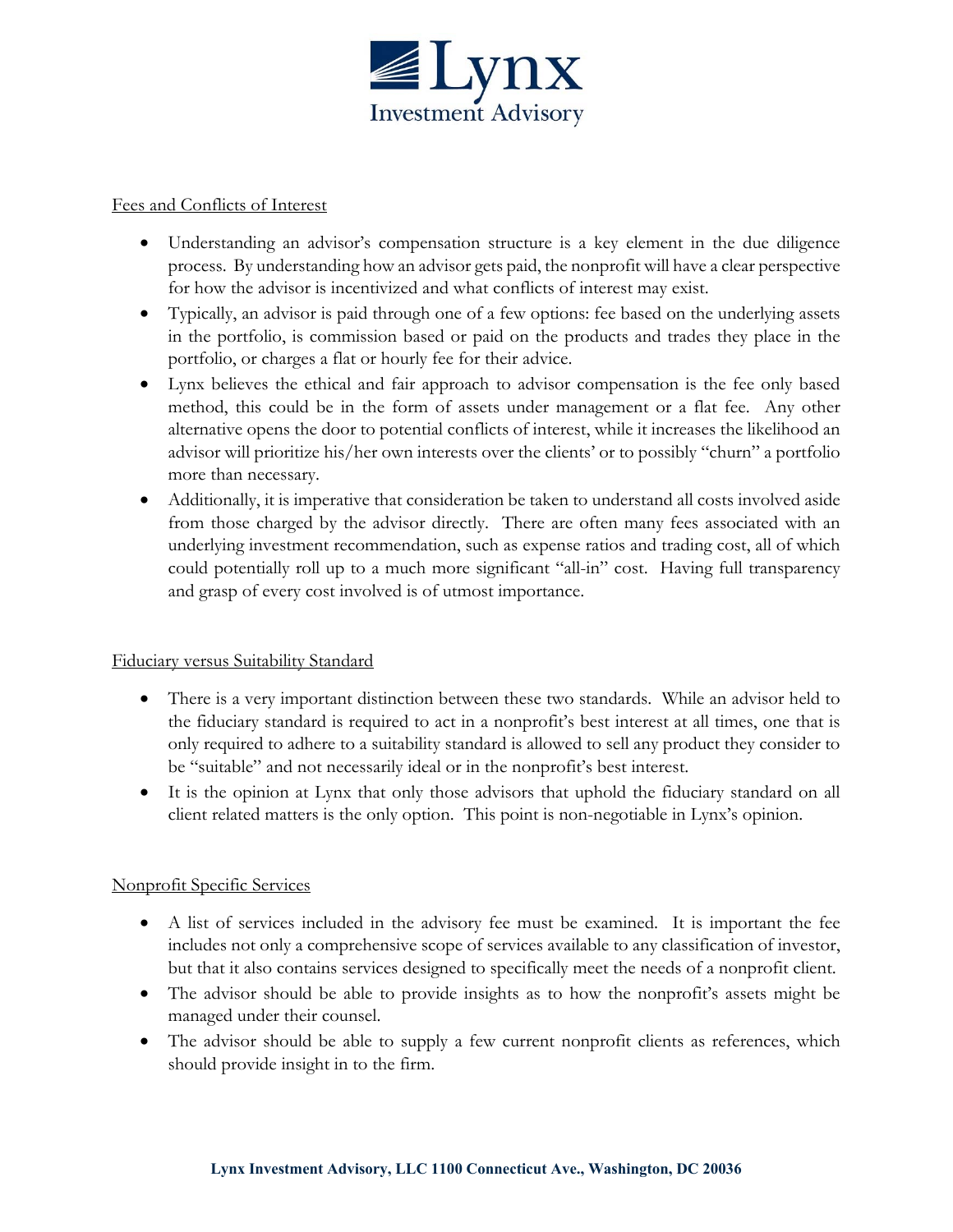## Fees and Conflicts of Interest

- Understanding an advisor's compensation structure is a key element in the due diligence process. By understanding how an advisor gets paid, the nonprofit will have a clear perspective for how the advisor is incentivized and what conflicts of interest may exist.
- Typically, an advisor is paid through one of a few options: fee based on the underlying assets in the portfolio, is commission based or paid on the products and trades they place in the portfolio, or charges a flat or hourly fee for their advice.
- Lynx believes the ethical and fair approach to advisor compensation is the fee only based method, this could be in the form of assets under management or a flat fee. Any other alternative opens the door to potential conflicts of interest, while it increases the likelihood an advisor will prioritize his/her own interests over the clients' or to possibly "churn" a portfolio more than necessary.
- Additionally, it is imperative that consideration be taken to understand all costs involved aside from those charged by the advisor directly. There are often many fees associated with an underlying investment recommendation, such as expense ratios and trading cost, all of which could potentially roll up to a much more significant "all-in" cost. Having full transparency and grasp of every cost involved is of utmost importance.

## Fiduciary versus Suitability Standard

- There is a very important distinction between these two standards. While an advisor held to the fiduciary standard is required to act in a nonprofit's best interest at all times, one that is only required to adhere to a suitability standard is allowed to sell any product they consider to be "suitable" and not necessarily ideal or in the nonprofit's best interest.
- It is the opinion at Lynx that only those advisors that uphold the fiduciary standard on all client related matters is the only option. This point is non-negotiable in Lynx's opinion.

## Nonprofit Specific Services

- A list of services included in the advisory fee must be examined. It is important the fee includes not only a comprehensive scope of services available to any classification of investor, but that it also contains services designed to specifically meet the needs of a nonprofit client.
- The advisor should be able to provide insights as to how the nonprofit's assets might be managed under their counsel.
- The advisor should be able to supply a few current nonprofit clients as references, which should provide insight in to the firm.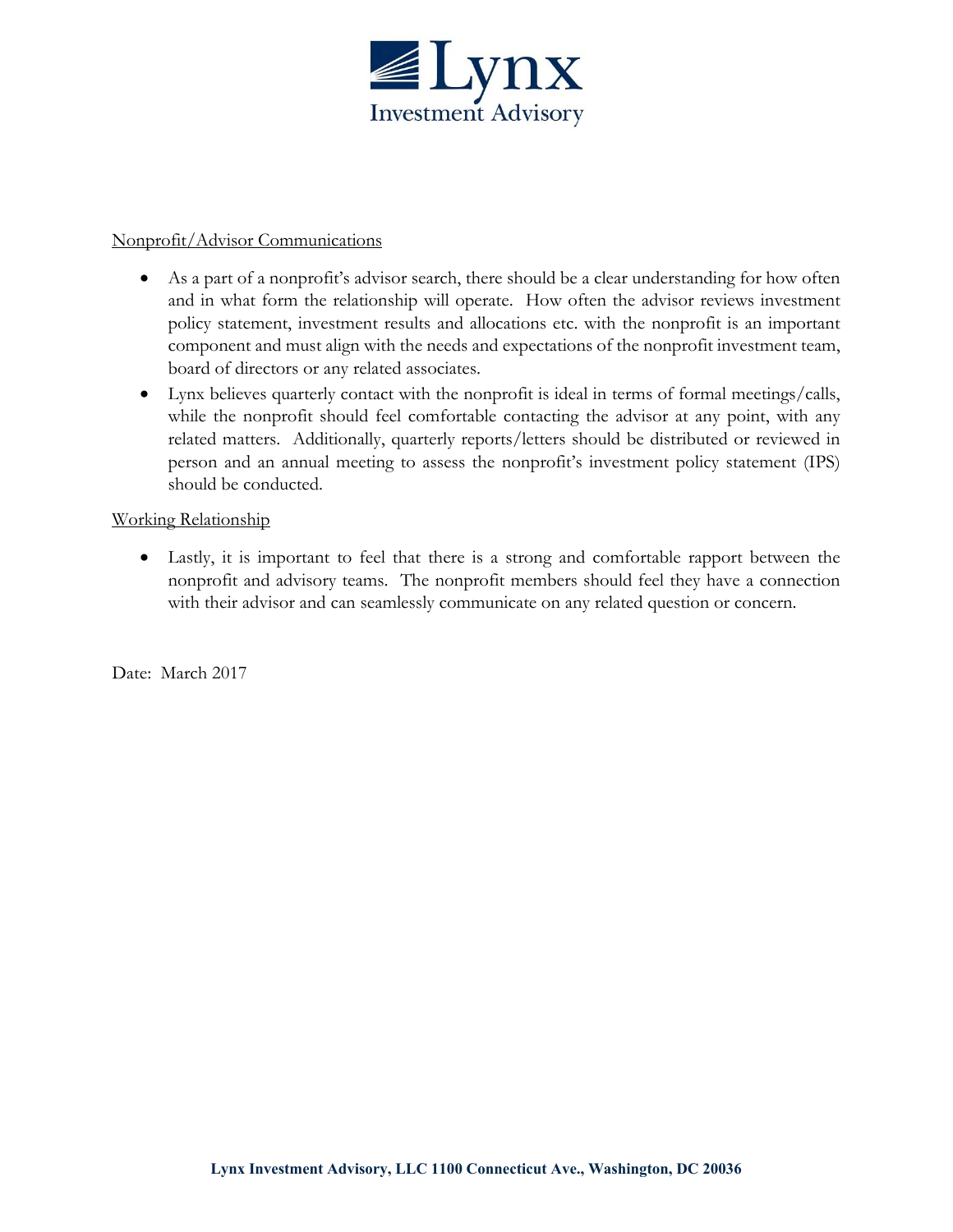Lynx Investment Advisory

Nonprofit/Advisor Communications

- As a part of a nonprofit's advisor search, there should be a clear understanding for how often and in what form the relationship will operate. How often the advisor reviews investment policy statement, investment results and allocations etc. with the nonprofit is an important component and must align with the needs and expectations of the nonprofit investment team, board of directors or any related associates.
- Lynx believes quarterly contact with the nonprofit is ideal in terms of formal meetings/calls, while the nonprofit should feel comfortable contacting the advisor at any point, with any related matters. Additionally, quarterly reports/letters should be distributed or reviewed in person and an annual meeting to assess the nonprofit's investment policy statement (IPS) should be conducted.

Working Relationship

- Lastly, it is important to feel that there is a strong and comfortable rapport between the nonprofit and advisory teams. The nonprofit members should feel they have a connection with their advisor and can seamlessly communicate on any related question or concern.

Date: March 2017

**Lynx Investment Advisory, LLC 1100 Connecticut Ave., Washington, DC 20036**